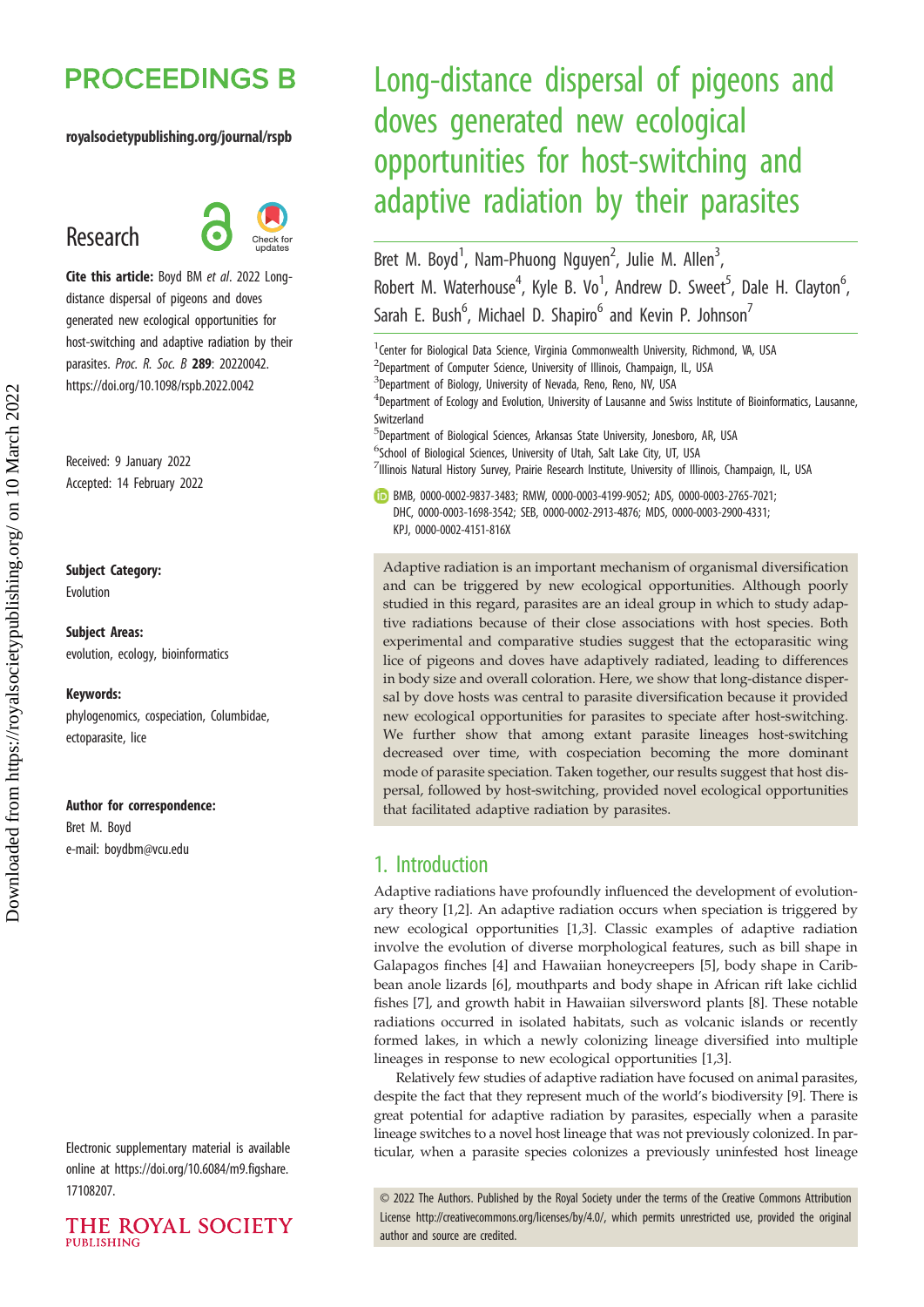# PROCEEDINGS B

royalsocietypublishing.org/journal/rspb

## Research

**Cite this article:** Boyd BM *et al*. 2022 Long-distance dispersal of pigeons and doves generated new ecological opportunities for host-switching and adaptive radiation by their parasites. *Proc. R. Soc. B* **289**: 20220042. https://doi.org/10.1098/rspb.2022.0042

Received: 9 January 2022
Accepted: 14 February 2022

**Subject Category:**
Evolution

**Subject Areas:**
evolution, ecology, bioinformatics

**Keywords:**
phylogenomics, cospeciation, Columbidae, ectoparasite, lice

**Author for correspondence:**
Bret M. Boyd
e-mail: boydbm@vcu.edu

Electronic supplementary material is available online at https://doi.org/10.6084/m9.figshare.17108207.

# Long-distance dispersal of pigeons and doves generated new ecological opportunities for host-switching and adaptive radiation by their parasites

Bret M. Boyd[1], Nam-Phuong Nguyen[2], Julie M. Allen[3], Robert M. Waterhouse[4], Kyle B. Vo[1], Andrew D. Sweet[5], Dale H. Clayton[6], Sarah E. Bush[6], Michael D. Shapiro[6] and Kevin P. Johnson[7]

[1]Center for Biological Data Science, Virginia Commonwealth University, Richmond, VA, USA
[2]Department of Computer Science, University of Illinois, Champaign, IL, USA
[3]Department of Biology, University of Nevada, Reno, Reno, NV, USA
[4]Department of Ecology and Evolution, University of Lausanne and Swiss Institute of Bioinformatics, Lausanne, Switzerland
[5]Department of Biological Sciences, Arkansas State University, Jonesboro, AR, USA
[6]School of Biological Sciences, University of Utah, Salt Lake City, UT, USA
[7]Illinois Natural History Survey, Prairie Research Institute, University of Illinois, Champaign, IL, USA

BMB, 0000-0002-9837-3483; RMW, 0000-0003-4199-9052; ADS, 0000-0003-2765-7021; DHC, 0000-0003-1698-3542; SEB, 0000-0002-2913-4876; MDS, 0000-0003-2900-4331; KPJ, 0000-0002-4151-816X

Adaptive radiation is an important mechanism of organismal diversification and can be triggered by new ecological opportunities. Although poorly studied in this regard, parasites are an ideal group in which to study adaptive radiations because of their close associations with host species. Both experimental and comparative studies suggest that the ectoparasitic wing lice of pigeons and doves have adaptively radiated, leading to differences in body size and overall coloration. Here, we show that long-distance dispersal by dove hosts was central to parasite diversification because it provided new ecological opportunities for parasites to speciate after host-switching. We further show that among extant parasite lineages host-switching decreased over time, with cospeciation becoming the more dominant mode of parasite speciation. Taken together, our results suggest that host dispersal, followed by host-switching, provided novel ecological opportunities that facilitated adaptive radiation by parasites.

## 1. Introduction

Adaptive radiations have profoundly influenced the development of evolutionary theory [1,2]. An adaptive radiation occurs when speciation is triggered by new ecological opportunities [1,3]. Classic examples of adaptive radiation involve the evolution of diverse morphological features, such as bill shape in Galapagos finches [4] and Hawaiian honeycreepers [5], body shape in Caribbean anole lizards [6], mouthparts and body shape in African rift lake cichlid fishes [7], and growth habit in Hawaiian silversword plants [8]. These notable radiations occurred in isolated habitats, such as volcanic islands or recently formed lakes, in which a newly colonizing lineage diversified into multiple lineages in response to new ecological opportunities [1,3].

Relatively few studies of adaptive radiation have focused on animal parasites, despite the fact that they represent much of the world's biodiversity [9]. There is great potential for adaptive radiation by parasites, especially when a parasite lineage switches to a novel host lineage that was not previously colonized. In particular, when a parasite species colonizes a previously uninfested host lineage

© 2022 The Authors. Published by the Royal Society under the terms of the Creative Commons Attribution License http://creativecommons.org/licenses/by/4.0/, which permits unrestricted use, provided the original author and source are credited.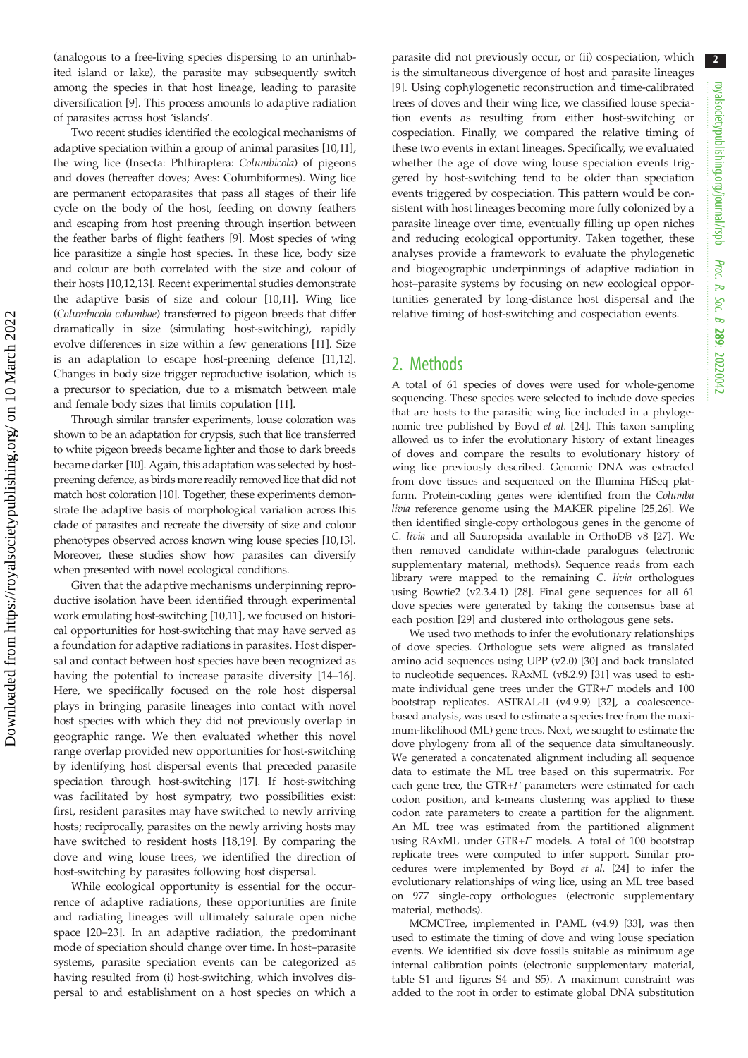(analogous to a free-living species dispersing to an uninhabited island or lake), the parasite may subsequently switch among the species in that host lineage, leading to parasite diversification [9]. This process amounts to adaptive radiation of parasites across host 'islands'.

Two recent studies identified the ecological mechanisms of adaptive speciation within a group of animal parasites [10,11], the wing lice (Insecta: Phthiraptera: *Columbicola*) of pigeons and doves (hereafter doves; Aves: Columbiformes). Wing lice are permanent ectoparasites that pass all stages of their life cycle on the body of the host, feeding on downy feathers and escaping from host preening through insertion between the feather barbs of flight feathers [9]. Most species of wing lice parasitize a single host species. In these lice, body size and colour are both correlated with the size and colour of their hosts [10,12,13]. Recent experimental studies demonstrate the adaptive basis of size and colour [10,11]. Wing lice (*Columbicola columbae*) transferred to pigeon breeds that differ dramatically in size (simulating host-switching), rapidly evolve differences in size within a few generations [11]. Size is an adaptation to escape host-preening defence [11,12]. Changes in body size trigger reproductive isolation, which is a precursor to speciation, due to a mismatch between male and female body sizes that limits copulation [11].

Through similar transfer experiments, louse coloration was shown to be an adaptation for crypsis, such that lice transferred to white pigeon breeds became lighter and those to dark breeds became darker [10]. Again, this adaptation was selected by host-preening defence, as birds more readily removed lice that did not match host coloration [10]. Together, these experiments demonstrate the adaptive basis of morphological variation across this clade of parasites and recreate the diversity of size and colour phenotypes observed across known wing louse species [10,13]. Moreover, these studies show how parasites can diversify when presented with novel ecological conditions.

Given that the adaptive mechanisms underpinning reproductive isolation have been identified through experimental work emulating host-switching [10,11], we focused on historical opportunities for host-switching that may have served as a foundation for adaptive radiations in parasites. Host dispersal and contact between host species have been recognized as having the potential to increase parasite diversity [14–16]. Here, we specifically focused on the role host dispersal plays in bringing parasite lineages into contact with novel host species with which they did not previously overlap in geographic range. We then evaluated whether this novel range overlap provided new opportunities for host-switching by identifying host dispersal events that preceded parasite speciation through host-switching [17]. If host-switching was facilitated by host sympatry, two possibilities exist: first, resident parasites may have switched to newly arriving hosts; reciprocally, parasites on the newly arriving hosts may have switched to resident hosts [18,19]. By comparing the dove and wing louse trees, we identified the direction of host-switching by parasites following host dispersal.

While ecological opportunity is essential for the occurrence of adaptive radiations, these opportunities are finite and radiating lineages will ultimately saturate open niche space [20–23]. In an adaptive radiation, the predominant mode of speciation should change over time. In host–parasite systems, parasite speciation events can be categorized as having resulted from (i) host-switching, which involves dispersal to and establishment on a host species on which a parasite did not previously occur, or (ii) cospeciation, which is the simultaneous divergence of host and parasite lineages [9]. Using cophylogenetic reconstruction and time-calibrated trees of doves and their wing lice, we classified louse speciation events as resulting from either host-switching or cospeciation. Finally, we compared the relative timing of these two events in extant lineages. Specifically, we evaluated whether the age of dove wing louse speciation events triggered by host-switching tend to be older than speciation events triggered by cospeciation. This pattern would be consistent with host lineages becoming more fully colonized by a parasite lineage over time, eventually filling up open niches and reducing ecological opportunity. Taken together, these analyses provide a framework to evaluate the phylogenetic and biogeographic underpinnings of adaptive radiation in host–parasite systems by focusing on new ecological opportunities generated by long-distance host dispersal and the relative timing of host-switching and cospeciation events.

## 2. Methods

A total of 61 species of doves were used for whole-genome sequencing. These species were selected to include dove species that are hosts to the parasitic wing lice included in a phylogenomic tree published by Boyd *et al*. [24]. This taxon sampling allowed us to infer the evolutionary history of extant lineages of doves and compare the results to evolutionary history of wing lice previously described. Genomic DNA was extracted from dove tissues and sequenced on the Illumina HiSeq platform. Protein-coding genes were identified from the *Columba livia* reference genome using the MAKER pipeline [25,26]. We then identified single-copy orthologous genes in the genome of *C. livia* and all Sauropsida available in OrthoDB v8 [27]. We then removed candidate within-clade paralogues (electronic supplementary material, methods). Sequence reads from each library were mapped to the remaining *C. livia* orthologues using Bowtie2 (v2.3.4.1) [28]. Final gene sequences for all 61 dove species were generated by taking the consensus base at each position [29] and clustered into orthologous gene sets.

We used two methods to infer the evolutionary relationships of dove species. Orthologue sets were aligned as translated amino acid sequences using UPP (v2.0) [30] and back translated to nucleotide sequences. RAxML (v8.2.9) [31] was used to estimate individual gene trees under the GTR+$\Gamma$ models and 100 bootstrap replicates. ASTRAL-II (v4.9.9) [32], a coalescence-based analysis, was used to estimate a species tree from the maximum-likelihood (ML) gene trees. Next, we sought to estimate the dove phylogeny from all of the sequence data simultaneously. We generated a concatenated alignment including all sequence data to estimate the ML tree based on this supermatrix. For each gene tree, the GTR+$\Gamma$ parameters were estimated for each codon position, and k-means clustering was applied to these codon rate parameters to create a partition for the alignment. An ML tree was estimated from the partitioned alignment using RAxML under GTR+$\Gamma$ models. A total of 100 bootstrap replicate trees were computed to infer support. Similar procedures were implemented by Boyd *et al*. [24] to infer the evolutionary relationships of wing lice, using an ML tree based on 977 single-copy orthologues (electronic supplementary material, methods).

MCMCTree, implemented in PAML (v4.9) [33], was then used to estimate the timing of dove and wing louse speciation events. We identified six dove fossils suitable as minimum age internal calibration points (electronic supplementary material, table S1 and figures S4 and S5). A maximum constraint was added to the root in order to estimate global DNA substitution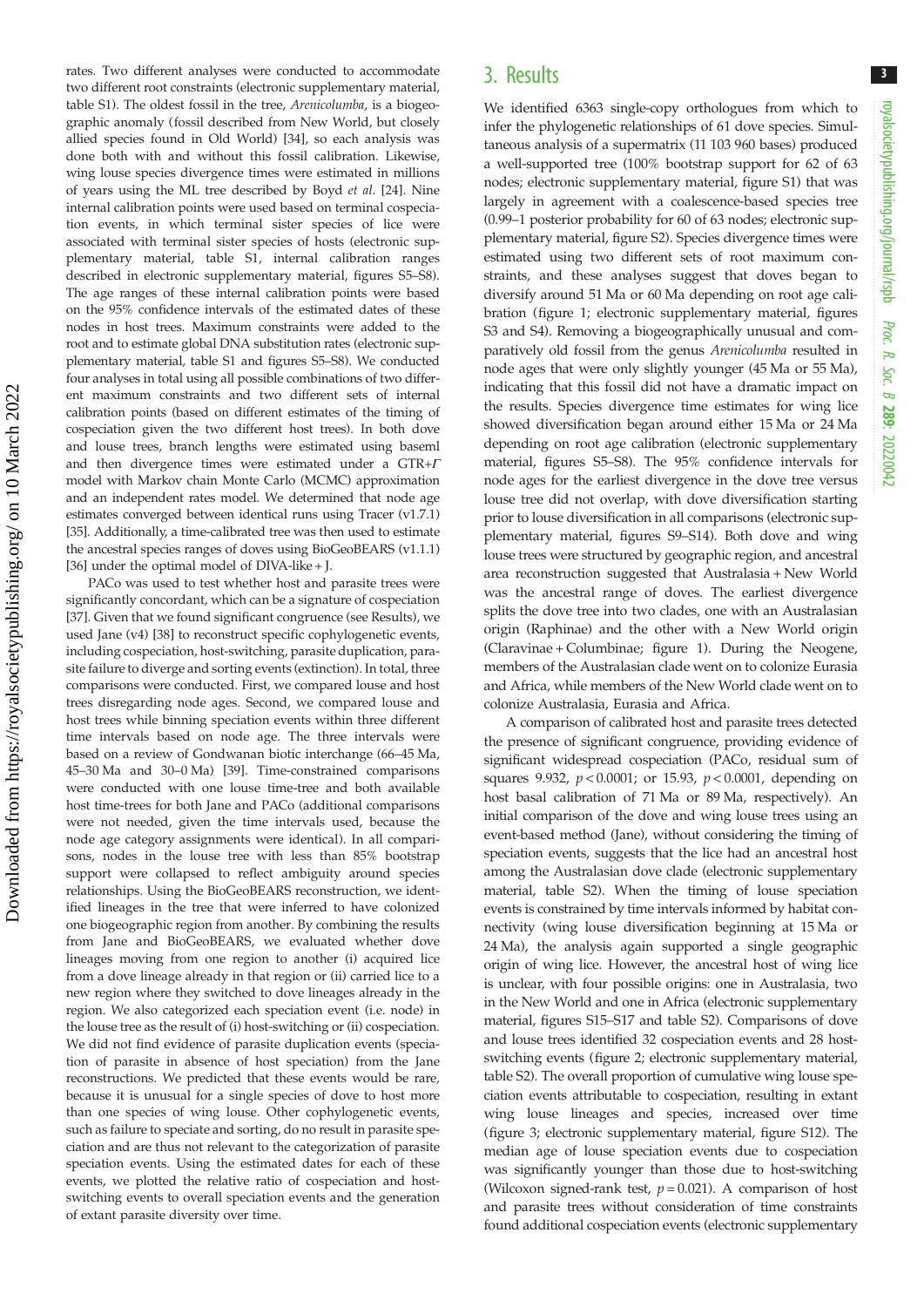rates. Two different analyses were conducted to accommodate two different root constraints (electronic supplementary material, table S1). The oldest fossil in the tree, *Arenicolumba*, is a biogeographic anomaly (fossil described from New World, but closely allied species found in Old World) [34], so each analysis was done both with and without this fossil calibration. Likewise, wing louse species divergence times were estimated in millions of years using the ML tree described by Boyd *et al*. [24]. Nine internal calibration points were used based on terminal cospeciation events, in which terminal sister species of lice were associated with terminal sister species of hosts (electronic supplementary material, table S1, internal calibration ranges described in electronic supplementary material, figures S5–S8). The age ranges of these internal calibration points were based on the 95% confidence intervals of the estimated dates of these nodes in host trees. Maximum constraints were added to the root and to estimate global DNA substitution rates (electronic supplementary material, table S1 and figures S5–S8). We conducted four analyses in total using all possible combinations of two different maximum constraints and two different sets of internal calibration points (based on different estimates of the timing of cospeciation given the two different host trees). In both dove and louse trees, branch lengths were estimated using baseml and then divergence times were estimated under a GTR+$\Gamma$ model with Markov chain Monte Carlo (MCMC) approximation and an independent rates model. We determined that node age estimates converged between identical runs using Tracer (v1.7.1) [35]. Additionally, a time-calibrated tree was then used to estimate the ancestral species ranges of doves using BioGeoBEARS (v1.1.1) [36] under the optimal model of DIVA-like + J.

PACo was used to test whether host and parasite trees were significantly concordant, which can be a signature of cospeciation [37]. Given that we found significant congruence (see Results), we used Jane (v4) [38] to reconstruct specific cophylogenetic events, including cospeciation, host-switching, parasite duplication, parasite failure to diverge and sorting events (extinction). In total, three comparisons were conducted. First, we compared louse and host trees disregarding node ages. Second, we compared louse and host trees while binning speciation events within three different time intervals based on node age. The three intervals were based on a review of Gondwanan biotic interchange (66–45 Ma, 45–30 Ma and 30–0 Ma) [39]. Time-constrained comparisons were conducted with one louse time-tree and both available host time-trees for both Jane and PACo (additional comparisons were not needed, given the time intervals used, because the node age category assignments were identical). In all comparisons, nodes in the louse tree with less than 85% bootstrap support were collapsed to reflect ambiguity around species relationships. Using the BioGeoBEARS reconstruction, we identified lineages in the tree that were inferred to have colonized one biogeographic region from another. By combining the results from Jane and BioGeoBEARS, we evaluated whether dove lineages moving from one region to another (i) acquired lice from a dove lineage already in that region or (ii) carried lice to a new region where they switched to dove lineages already in the region. We also categorized each speciation event (i.e. node) in the louse tree as the result of (i) host-switching or (ii) cospeciation. We did not find evidence of parasite duplication events (speciation of parasite in absence of host speciation) from the Jane reconstructions. We predicted that these events would be rare, because it is unusual for a single species of dove to host more than one species of wing louse. Other cophylogenetic events, such as failure to speciate and sorting, do no result in parasite speciation and are thus not relevant to the categorization of parasite speciation events. Using the estimated dates for each of these events, we plotted the relative ratio of cospeciation and host-switching events to overall speciation events and the generation of extant parasite diversity over time.

## 3. Results

We identified 6363 single-copy orthologues from which to infer the phylogenetic relationships of 61 dove species. Simultaneous analysis of a supermatrix (11 103 960 bases) produced a well-supported tree (100% bootstrap support for 62 of 63 nodes; electronic supplementary material, figure S1) that was largely in agreement with a coalescence-based species tree (0.99–1 posterior probability for 60 of 63 nodes; electronic supplementary material, figure S2). Species divergence times were estimated using two different sets of root maximum constraints, and these analyses suggest that doves began to diversify around 51 Ma or 60 Ma depending on root age calibration (figure 1; electronic supplementary material, figures S3 and S4). Removing a biogeographically unusual and comparatively old fossil from the genus *Arenicolumba* resulted in node ages that were only slightly younger (45 Ma or 55 Ma), indicating that this fossil did not have a dramatic impact on the results. Species divergence time estimates for wing lice showed diversification began around either 15 Ma or 24 Ma depending on root age calibration (electronic supplementary material, figures S5–S8). The 95% confidence intervals for node ages for the earliest divergence in the dove tree versus louse tree did not overlap, with dove diversification starting prior to louse diversification in all comparisons (electronic supplementary material, figures S9–S14). Both dove and wing louse trees were structured by geographic region, and ancestral area reconstruction suggested that Australasia + New World was the ancestral range of doves. The earliest divergence splits the dove tree into two clades, one with an Australasian origin (Raphinae) and the other with a New World origin (Claravinae + Columbinae; figure 1). During the Neogene, members of the Australasian clade went on to colonize Eurasia and Africa, while members of the New World clade went on to colonize Australasia, Eurasia and Africa.

A comparison of calibrated host and parasite trees detected the presence of significant congruence, providing evidence of significant widespread cospeciation (PACo, residual sum of squares 9.932, $p < 0.0001$; or 15.93, $p < 0.0001$, depending on host basal calibration of 71 Ma or 89 Ma, respectively). An initial comparison of the dove and wing louse trees using an event-based method (Jane), without considering the timing of speciation events, suggests that the lice had an ancestral host among the Australasian dove clade (electronic supplementary material, table S2). When the timing of louse speciation events is constrained by time intervals informed by habitat connectivity (wing louse diversification beginning at 15 Ma or 24 Ma), the analysis again supported a single geographic origin of wing lice. However, the ancestral host of wing lice is unclear, with four possible origins: one in Australasia, two in the New World and one in Africa (electronic supplementary material, figures S15–S17 and table S2). Comparisons of dove and louse trees identified 32 cospeciation events and 28 host-switching events (figure 2; electronic supplementary material, table S2). The overall proportion of cumulative wing louse speciation events attributable to cospeciation, resulting in extant wing louse lineages and species, increased over time (figure 3; electronic supplementary material, figure S12). The median age of louse speciation events due to cospeciation was significantly younger than those due to host-switching (Wilcoxon signed-rank test, $p = 0.021$). A comparison of host and parasite trees without consideration of time constraints found additional cospeciation events (electronic supplementary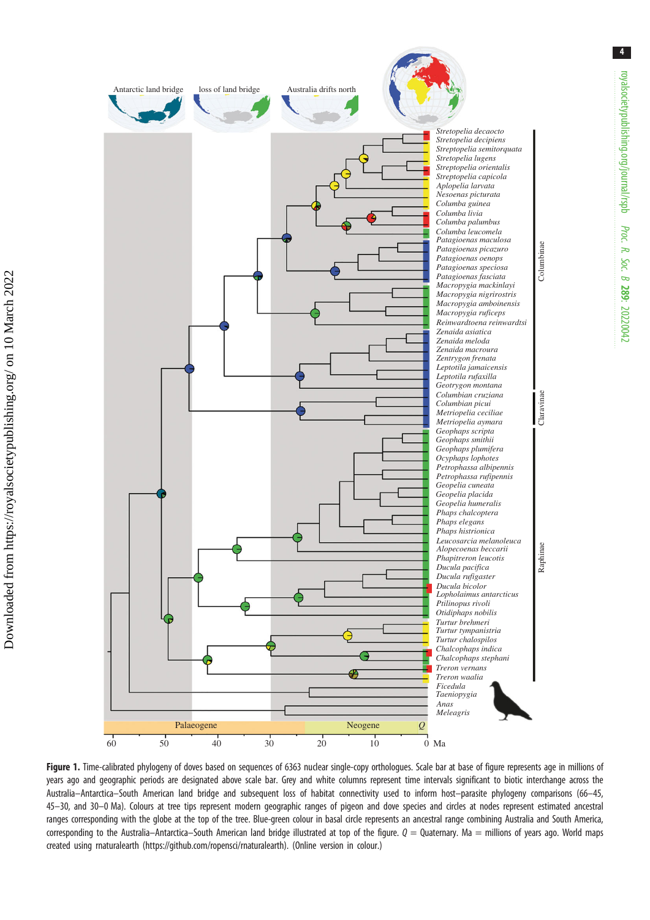**Figure 1.** Time-calibrated phylogeny of doves based on sequences of 6363 nuclear single-copy orthologues. Scale bar at base of figure represents age in millions of years ago and geographic periods are designated above scale bar. Grey and white columns represent time intervals significant to biotic interchange across the Australia–Antarctica–South American land bridge and subsequent loss of habitat connectivity used to inform host–parasite phylogeny comparisons (66–45, 45–30, and 30–0 Ma). Colours at tree tips represent modern geographic ranges of pigeon and dove species and circles at nodes represent estimated ancestral ranges corresponding with the globe at the top of the tree. Blue-green colour in basal circle represents an ancestral range combining Australia and South America, corresponding to the Australia–Antarctica–South American land bridge illustrated at top of the figure. $Q$ = Quaternary. Ma = millions of years ago. World maps created using rnaturalearth (https://github.com/ropensci/rnaturalearth). (Online version in colour.)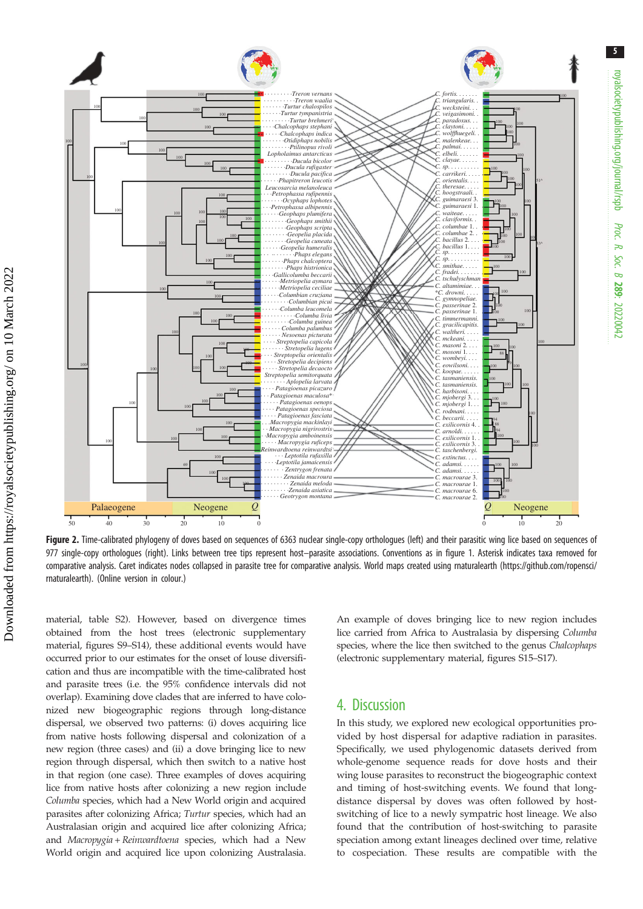**Figure 2.** Time-calibrated phylogeny of doves based on sequences of 6363 nuclear single-copy orthologues (left) and their parasitic wing lice based on sequences of 977 single-copy orthologues (right). Links between tree tips represent host–parasite associations. Conventions as in figure 1. Asterisk indicates taxa removed for comparative analysis. Caret indicates nodes collapsed in parasite tree for comparative analysis. World maps created using rnaturalearth (https://github.com/ropensci/rnaturalearth). (Online version in colour.)

material, table S2). However, based on divergence times obtained from the host trees (electronic supplementary material, figures S9–S14), these additional events would have occurred prior to our estimates for the onset of louse diversification and thus are incompatible with the time-calibrated host and parasite trees (i.e. the 95% confidence intervals did not overlap). Examining dove clades that are inferred to have colonized new biogeographic regions through long-distance dispersal, we observed two patterns: (i) doves acquiring lice from native hosts following dispersal and colonization of a new region (three cases) and (ii) a dove bringing lice to new region through dispersal, which then switch to a native host in that region (one case). Three examples of doves acquiring lice from native hosts after colonizing a new region include *Columba* species, which had a New World origin and acquired parasites after colonizing Africa; *Turtur* species, which had an Australasian origin and acquired lice after colonizing Africa; and *Macropygia* + *Reinwardtoena* species, which had a New World origin and acquired lice upon colonizing Australasia. An example of doves bringing lice to new region includes lice carried from Africa to Australasia by dispersing *Columba* species, where the lice then switched to the genus *Chalcophaps* (electronic supplementary material, figures S15–S17).

## 4. Discussion

In this study, we explored new ecological opportunities provided by host dispersal for adaptive radiation in parasites. Specifically, we used phylogenomic datasets derived from whole-genome sequence reads for dove hosts and their wing louse parasites to reconstruct the biogeographic context and timing of host-switching events. We found that long-distance dispersal by doves was often followed by host-switching of lice to a newly sympatric host lineage. We also found that the contribution of host-switching to parasite speciation among extant lineages declined over time, relative to cospeciation. These results are compatible with the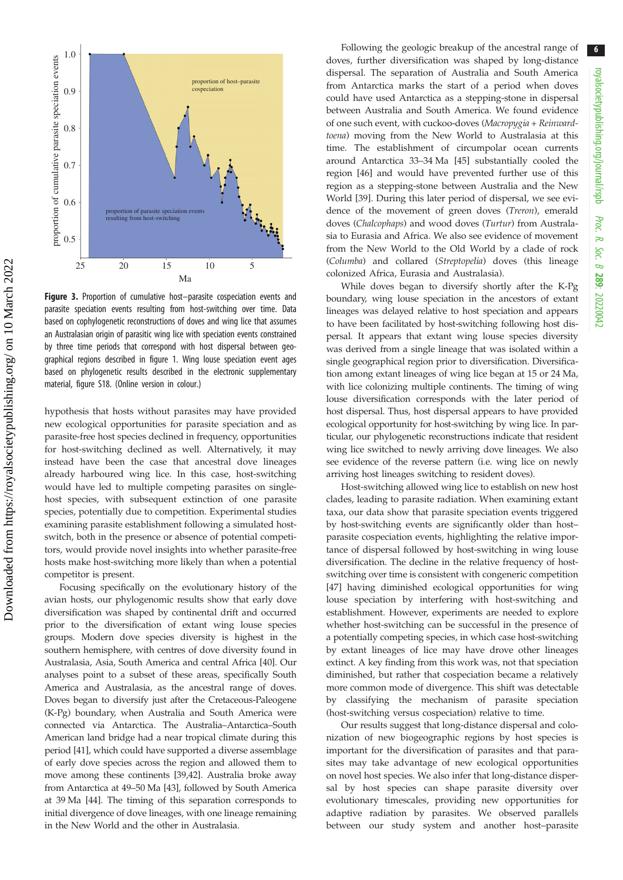**Figure 3.** Proportion of cumulative host–parasite cospeciation events and parasite speciation events resulting from host-switching over time. Data based on cophylogenetic reconstructions of doves and wing lice that assumes an Australasian origin of parasitic wing lice with speciation events constrained by three time periods that correspond with host dispersal between geographical regions described in figure 1. Wing louse speciation event ages based on phylogenetic results described in the electronic supplementary material, figure S18. (Online version in colour.)

hypothesis that hosts without parasites may have provided new ecological opportunities for parasite speciation and as parasite-free host species declined in frequency, opportunities for host-switching declined as well. Alternatively, it may instead have been the case that ancestral dove lineages already harboured wing lice. In this case, host-switching would have led to multiple competing parasites on single-host species, with subsequent extinction of one parasite species, potentially due to competition. Experimental studies examining parasite establishment following a simulated host-switch, both in the presence or absence of potential competitors, would provide novel insights into whether parasite-free hosts make host-switching more likely than when a potential competitor is present.

Focusing specifically on the evolutionary history of the avian hosts, our phylogenomic results show that early dove diversification was shaped by continental drift and occurred prior to the diversification of extant wing louse species groups. Modern dove species diversity is highest in the southern hemisphere, with centres of dove diversity found in Australasia, Asia, South America and central Africa [40]. Our analyses point to a subset of these areas, specifically South America and Australasia, as the ancestral range of doves. Doves began to diversify just after the Cretaceous-Paleogene (K-Pg) boundary, when Australia and South America were connected via Antarctica. The Australia–Antarctica–South American land bridge had a near tropical climate during this period [41], which could have supported a diverse assemblage of early dove species across the region and allowed them to move among these continents [39,42]. Australia broke away from Antarctica at 49–50 Ma [43], followed by South America at 39 Ma [44]. The timing of this separation corresponds to initial divergence of dove lineages, with one lineage remaining in the New World and the other in Australasia.

Following the geologic breakup of the ancestral range of doves, further diversification was shaped by long-distance dispersal. The separation of Australia and South America from Antarctica marks the start of a period when doves could have used Antarctica as a stepping-stone in dispersal between Australia and South America. We found evidence of one such event, with cuckoo-doves (*Macropygia* + *Reinwardtoena*) moving from the New World to Australasia at this time. The establishment of circumpolar ocean currents around Antarctica 33–34 Ma [45] substantially cooled the region [46] and would have prevented further use of this region as a stepping-stone between Australia and the New World [39]. During this later period of dispersal, we see evidence of the movement of green doves (*Treron*), emerald doves (*Chalcophaps*) and wood doves (*Turtur*) from Australasia to Eurasia and Africa. We also see evidence of movement from the New World to the Old World by a clade of rock (*Columba*) and collared (*Streptopelia*) doves (this lineage colonized Africa, Eurasia and Australasia).

While doves began to diversify shortly after the K-Pg boundary, wing louse speciation in the ancestors of extant lineages was delayed relative to host speciation and appears to have been facilitated by host-switching following host dispersal. It appears that extant wing louse species diversity was derived from a single lineage that was isolated within a single geographical region prior to diversification. Diversification among extant lineages of wing lice began at 15 or 24 Ma, with lice colonizing multiple continents. The timing of wing louse diversification corresponds with the later period of host dispersal. Thus, host dispersal appears to have provided ecological opportunity for host-switching by wing lice. In particular, our phylogenetic reconstructions indicate that resident wing lice switched to newly arriving dove lineages. We also see evidence of the reverse pattern (i.e. wing lice on newly arriving host lineages switching to resident doves).

Host-switching allowed wing lice to establish on new host clades, leading to parasite radiation. When examining extant taxa, our data show that parasite speciation events triggered by host-switching events are significantly older than host–parasite cospeciation events, highlighting the relative importance of dispersal followed by host-switching in wing louse diversification. The decline in the relative frequency of host-switching over time is consistent with congeneric competition [47] having diminished ecological opportunities for wing louse speciation by interfering with host-switching and establishment. However, experiments are needed to explore whether host-switching can be successful in the presence of a potentially competing species, in which case host-switching by extant lineages of lice may have drove other lineages extinct. A key finding from this work was, not that speciation diminished, but rather that cospeciation became a relatively more common mode of divergence. This shift was detectable by classifying the mechanism of parasite speciation (host-switching versus cospeciation) relative to time.

Our results suggest that long-distance dispersal and colonization of new biogeographic regions by host species is important for the diversification of parasites and that parasites may take advantage of new ecological opportunities on novel host species. We also infer that long-distance dispersal by host species can shape parasite diversity over evolutionary timescales, providing new opportunities for adaptive radiation by parasites. We observed parallels between our study system and another host–parasite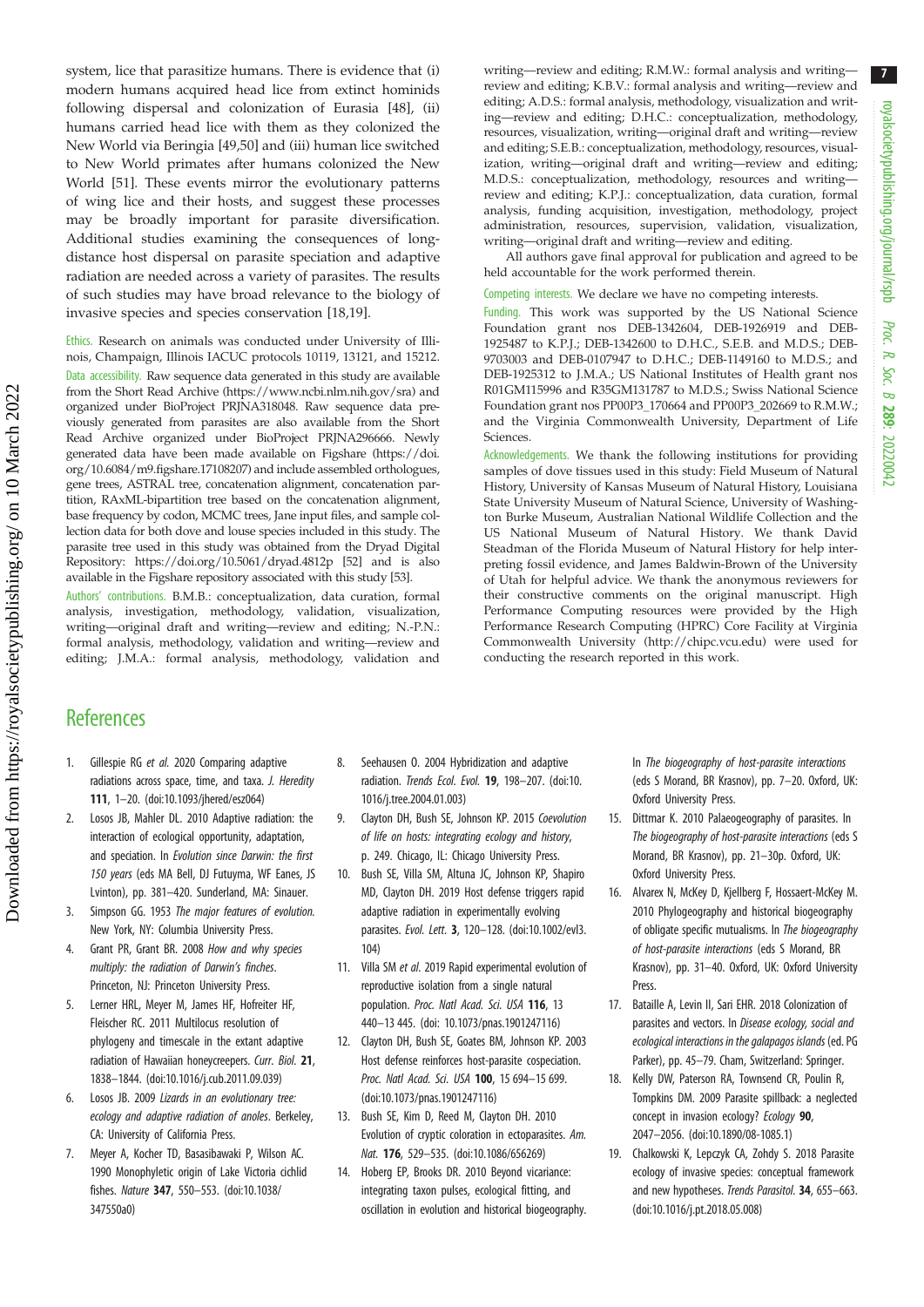system, lice that parasitize humans. There is evidence that (i) modern humans acquired head lice from extinct hominids following dispersal and colonization of Eurasia [48], (ii) humans carried head lice with them as they colonized the New World via Beringia [49,50] and (iii) human lice switched to New World primates after humans colonized the New World [51]. These events mirror the evolutionary patterns of wing lice and their hosts, and suggest these processes may be broadly important for parasite diversification. Additional studies examining the consequences of long-distance host dispersal on parasite speciation and adaptive radiation are needed across a variety of parasites. The results of such studies may have broad relevance to the biology of invasive species and species conservation [18,19].

Ethics. Research on animals was conducted under University of Illinois, Champaign, Illinois IACUC protocols 10119, 13121, and 15212.

Data accessibility. Raw sequence data generated in this study are available from the Short Read Archive (https://www.ncbi.nlm.nih.gov/sra) and organized under BioProject PRJNA318048. Raw sequence data previously generated from parasites are also available from the Short Read Archive organized under BioProject PRJNA296666. Newly generated data have been made available on Figshare (https://doi.org/10.6084/m9.figshare.17108207) and include assembled orthologues, gene trees, ASTRAL tree, concatenation alignment, concatenation partition, RAxML-bipartition tree based on the concatenation alignment, base frequency by codon, MCMC trees, Jane input files, and sample collection data for both dove and louse species included in this study. The parasite tree used in this study was obtained from the Dryad Digital Repository: https://doi.org/10.5061/dryad.4812p [52] and is also available in the Figshare repository associated with this study [53].

Authors' contributions. B.M.B.: conceptualization, data curation, formal analysis, investigation, methodology, validation, visualization, writing—original draft and writing—review and editing; N.-P.N.: formal analysis, methodology, validation and writing—review and editing; J.M.A.: formal analysis, methodology, validation and writing—review and editing; R.M.W.: formal analysis and writing—review and editing; K.B.V.: formal analysis and writing—review and editing; A.D.S.: formal analysis, methodology, visualization and writing—review and editing; D.H.C.: conceptualization, methodology, resources, visualization, writing—original draft and writing—review and editing; S.E.B.: conceptualization, methodology, resources, visualization, writing—original draft and writing—review and editing; M.D.S.: conceptualization, methodology, resources and writing—review and editing; K.P.J.: conceptualization, data curation, formal analysis, funding acquisition, investigation, methodology, project administration, resources, supervision, validation, visualization, writing—original draft and writing—review and editing.

All authors gave final approval for publication and agreed to be held accountable for the work performed therein.

Competing interests. We declare we have no competing interests.

Funding. This work was supported by the US National Science Foundation grant nos DEB-1342604, DEB-1926919 and DEB-1925487 to K.P.J.; DEB-1342600 to D.H.C., S.E.B. and M.D.S.; DEB-9703003 and DEB-0107947 to D.H.C.; DEB-1149160 to M.D.S.; and DEB-1925312 to J.M.A.; US National Institutes of Health grant nos R01GM115996 and R35GM131787 to M.D.S.; Swiss National Science Foundation grant nos PP00P3_170664 and PP00P3_202669 to R.M.W.; and the Virginia Commonwealth University, Department of Life Sciences.

Acknowledgements. We thank the following institutions for providing samples of dove tissues used in this study: Field Museum of Natural History, University of Kansas Museum of Natural History, Louisiana State University Museum of Natural Science, University of Washington Burke Museum, Australian National Wildlife Collection and the US National Museum of Natural History. We thank David Steadman of the Florida Museum of Natural History for help interpreting fossil evidence, and James Baldwin-Brown of the University of Utah for helpful advice. We thank the anonymous reviewers for their constructive comments on the original manuscript. High Performance Computing resources were provided by the High Performance Research Computing (HPRC) Core Facility at Virginia Commonwealth University (http://chipc.vcu.edu) were used for conducting the research reported in this work.

## References

1. Gillespie RG *et al.* 2020 Comparing adaptive radiations across space, time, and taxa. *J. Heredity* **111**, 1–20. (doi:10.1093/jhered/esz064)
2. Losos JB, Mahler DL. 2010 Adaptive radiation: the interaction of ecological opportunity, adaptation, and speciation. In *Evolution since Darwin: the first 150 years* (eds MA Bell, DJ Futuyma, WF Eanes, JS Lvinton), pp. 381–420. Sunderland, MA: Sinauer.
3. Simpson GG. 1953 *The major features of evolution.* New York, NY: Columbia University Press.
4. Grant PR, Grant BR. 2008 *How and why species multiply: the radiation of Darwin's finches*. Princeton, NJ: Princeton University Press.
5. Lerner HRL, Meyer M, James HF, Hofreiter HF, Fleischer RC. 2011 Multilocus resolution of phylogeny and timescale in the extant adaptive radiation of Hawaiian honeycreepers. *Curr. Biol.* **21**, 1838–1844. (doi:10.1016/j.cub.2011.09.039)
6. Losos JB. 2009 *Lizards in an evolutionary tree: ecology and adaptive radiation of anoles*. Berkeley, CA: University of California Press.
7. Meyer A, Kocher TD, Basasibwaki P, Wilson AC. 1990 Monophyletic origin of Lake Victoria cichlid fishes. *Nature* **347**, 550–553. (doi:10.1038/347550a0)
8. Seehausen O. 2004 Hybridization and adaptive radiation. *Trends Ecol. Evol.* **19**, 198–207. (doi:10.1016/j.tree.2004.01.003)
9. Clayton DH, Bush SE, Johnson KP. 2015 *Coevolution of life on hosts: integrating ecology and history*, p. 249. Chicago, IL: Chicago University Press.
10. Bush SE, Villa SM, Altuna JC, Johnson KP, Shapiro MD, Clayton DH. 2019 Host defense triggers rapid adaptive radiation in experimentally evolving parasites. *Evol. Lett.* **3**, 120–128. (doi:10.1002/evl3.104)
11. Villa SM *et al.* 2019 Rapid experimental evolution of reproductive isolation from a single natural population. *Proc. Natl Acad. Sci. USA* **116**, 13 440–13 445. (doi: 10.1073/pnas.1901247116)
12. Clayton DH, Bush SE, Goates BM, Johnson KP. 2003 Host defense reinforces host-parasite cospeciation. *Proc. Natl Acad. Sci. USA* **100**, 15 694–15 699. (doi:10.1073/pnas.1901247116)
13. Bush SE, Kim D, Reed M, Clayton DH. 2010 Evolution of cryptic coloration in ectoparasites. *Am. Nat.* **176**, 529–535. (doi:10.1086/656269)
14. Hoberg EP, Brooks DR. 2010 Beyond vicariance: integrating taxon pulses, ecological fitting, and oscillation in evolution and historical biogeography. In *The biogeography of host-parasite interactions* (eds S Morand, BR Krasnov), pp. 7–20. Oxford, UK: Oxford University Press.
15. Dittmar K. 2010 Palaeogeography of parasites. In *The biogeography of host-parasite interactions* (eds S Morand, BR Krasnov), pp. 21–30p. Oxford, UK: Oxford University Press.
16. Alvarex N, McKey D, Kjellberg F, Hossaert-McKey M. 2010 Phylogeography and historical biogeography of obligate specific mutualisms. In *The biogeography of host-parasite interactions* (eds S Morand, BR Krasnov), pp. 31–40. Oxford, UK: Oxford University Press.
17. Bataille A, Levin II, Sari EHR. 2018 Colonization of parasites and vectors. In *Disease ecology, social and ecological interactions in the galapagos islands* (ed. PG Parker), pp. 45–79. Cham, Switzerland: Springer.
18. Kelly DW, Paterson RA, Townsend CR, Poulin R, Tompkins DM. 2009 Parasite spillback: a neglected concept in invasion ecology? *Ecology* **90**, 2047–2056. (doi:10.1890/08-1085.1)
19. Chalkowski K, Lepczyk CA, Zohdy S. 2018 Parasite ecology of invasive species: conceptual framework and new hypotheses. *Trends Parasitol.* **34**, 655–663. (doi:10.1016/j.pt.2018.05.008)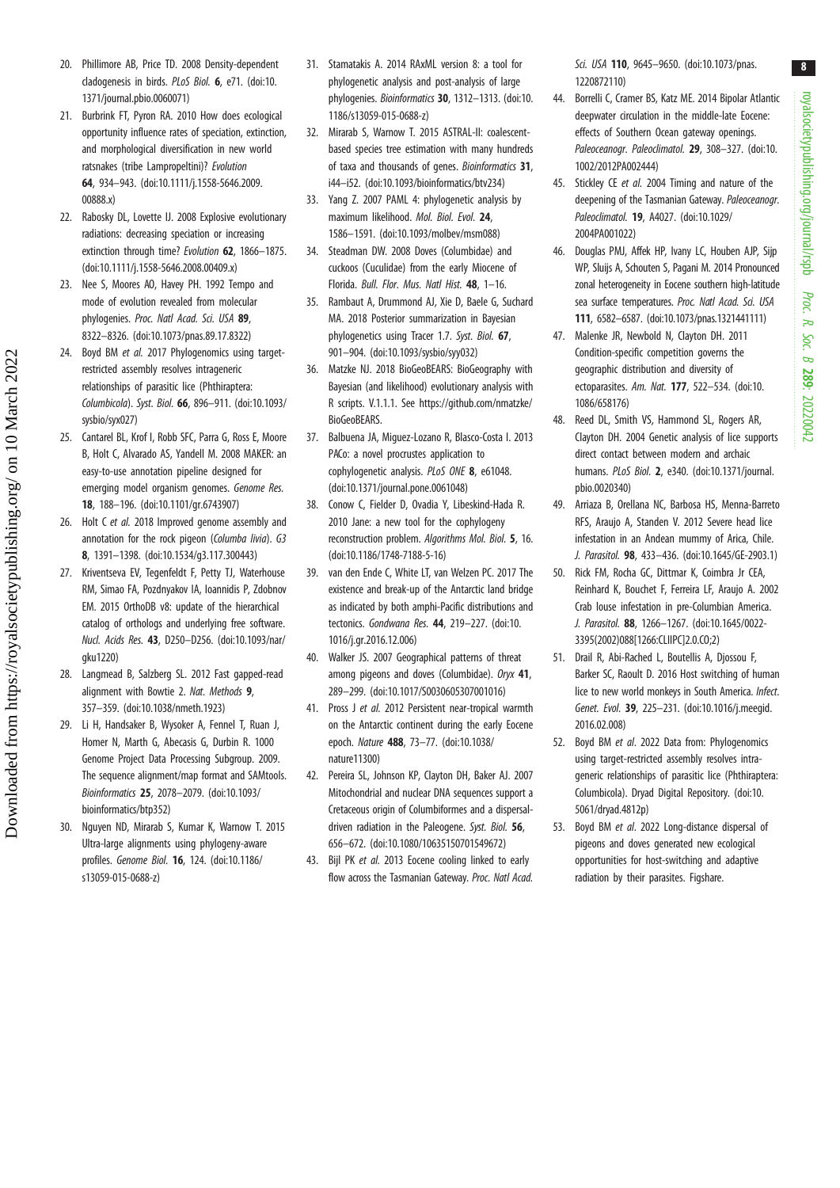20. Phillimore AB, Price TD. 2008 Density-dependent cladogenesis in birds. *PLoS Biol.* **6**, e71. (doi:10.1371/journal.pbio.0060071)

21. Burbrink FT, Pyron RA. 2010 How does ecological opportunity influence rates of speciation, extinction, and morphological diversification in new world ratsnakes (tribe Lampropeltini)? *Evolution* **64**, 934–943. (doi:10.1111/j.1558-5646.2009.00888.x)

22. Rabosky DL, Lovette IJ. 2008 Explosive evolutionary radiations: decreasing speciation or increasing extinction through time? *Evolution* **62**, 1866–1875. (doi:10.1111/j.1558-5646.2008.00409.x)

23. Nee S, Mooers AO, Harvey PH. 1992 Tempo and mode of evolution revealed from molecular phylogenies. *Proc. Natl Acad. Sci. USA* **89**, 8322–8326. (doi:10.1073/pnas.89.17.8322)

24. Boyd BM *et al.* 2017 Phylogenomics using target-restricted assembly resolves intrageneric relationships of parasitic lice (Phthiraptera: *Columbicola*). *Syst. Biol.* **66**, 896–911. (doi:10.1093/sysbio/syx027)

25. Cantarel BL, Korf I, Robb SFC, Parra G, Ross E, Moore B, Holt C, Alvarado AS, Yandell M. 2008 MAKER: an easy-to-use annotation pipeline designed for emerging model organism genomes. *Genome Res.* **18**, 188–196. (doi:10.1101/gr.6743907)

26. Holt C *et al.* 2018 Improved genome assembly and annotation for the rock pigeon (*Columba livia*). *G3* **8**, 1391–1398. (doi:10.1534/g3.117.300443)

27. Kriventseva EV, Tegenfeldt F, Petty TJ, Waterhouse RM, Simao FA, Pozdnyakov IA, Ioannidis P, Zdobnov EM. 2015 OrthoDB v8: update of the hierarchical catalog of orthologs and underlying free software. *Nucl. Acids Res.* **43**, D250–D256. (doi:10.1093/nar/gku1220)

28. Langmead B, Salzberg SL. 2012 Fast gapped-read alignment with Bowtie 2. *Nat. Methods* **9**, 357–359. (doi:10.1038/nmeth.1923)

29. Li H, Handsaker B, Wysoker A, Fennel T, Ruan J, Homer N, Marth G, Abecasis G, Durbin R. 1000 Genome Project Data Processing Subgroup. 2009. The sequence alignment/map format and SAMtools. *Bioinformatics* **25**, 2078–2079. (doi:10.1093/bioinformatics/btp352)

30. Nguyen ND, Mirarab S, Kumar K, Warnow T. 2015 Ultra-large alignments using phylogeny-aware profiles. *Genome Biol.* **16**, 124. (doi:10.1186/s13059-015-0688-z)

31. Stamatakis A. 2014 RAxML version 8: a tool for phylogenetic analysis and post-analysis of large phylogenies. *Bioinformatics* **30**, 1312–1313. (doi:10.1186/s13059-015-0688-z)

32. Mirarab S, Warnow T. 2015 ASTRAL-II: coalescent-based species tree estimation with many hundreds of taxa and thousands of genes. *Bioinformatics* **31**, i44–i52. (doi:10.1093/bioinformatics/btv234)

33. Yang Z. 2007 PAML 4: phylogenetic analysis by maximum likelihood. *Mol. Biol. Evol.* **24**, 1586–1591. (doi:10.1093/molbev/msm088)

34. Steadman DW. 2008 Doves (Columbidae) and cuckoos (Cuculidae) from the early Miocene of Florida. *Bull. Flor. Mus. Natl Hist.* **48**, 1–16.

35. Rambaut A, Drummond AJ, Xie D, Baele G, Suchard MA. 2018 Posterior summarization in Bayesian phylogenetics using Tracer 1.7. *Syst. Biol.* **67**, 901–904. (doi:10.1093/sysbio/syy032)

36. Matzke NJ. 2018 BioGeoBEARS: BioGeography with Bayesian (and likelihood) evolutionary analysis with R scripts. V.1.1.1. See https://github.com/nmatzke/BioGeoBEARS.

37. Balbuena JA, Miguez-Lozano R, Blasco-Costa I. 2013 PACo: a novel procrustes application to cophylogenetic analysis. *PLoS ONE* **8**, e61048. (doi:10.1371/journal.pone.0061048)

38. Conow C, Fielder D, Ovadia Y, Libeskind-Hada R. 2010 Jane: a new tool for the cophylogeny reconstruction problem. *Algorithms Mol. Biol.* **5**, 16. (doi:10.1186/1748-7188-5-16)

39. van den Ende C, White LT, van Welzen PC. 2017 The existence and break-up of the Antarctic land bridge as indicated by both amphi-Pacific distributions and tectonics. *Gondwana Res.* **44**, 219–227. (doi:10.1016/j.gr.2016.12.006)

40. Walker JS. 2007 Geographical patterns of threat among pigeons and doves (Columbidae). *Oryx* **41**, 289–299. (doi:10.1017/S0030605307001016)

41. Pross J *et al.* 2012 Persistent near-tropical warmth on the Antarctic continent during the early Eocene epoch. *Nature* **488**, 73–77. (doi:10.1038/nature11300)

42. Pereira SL, Johnson KP, Clayton DH, Baker AJ. 2007 Mitochondrial and nuclear DNA sequences support a Cretaceous origin of Columbiformes and a dispersal-driven radiation in the Paleogene. *Syst. Biol.* **56**, 656–672. (doi:10.1080/10635150701549672)

43. Bijl PK *et al.* 2013 Eocene cooling linked to early flow across the Tasmanian Gateway. *Proc. Natl Acad. Sci. USA* **110**, 9645–9650. (doi:10.1073/pnas.1220872110)

44. Borrelli C, Cramer BS, Katz ME. 2014 Bipolar Atlantic deepwater circulation in the middle-late Eocene: effects of Southern Ocean gateway openings. *Paleoceanogr. Paleoclimatol.* **29**, 308–327. (doi:10.1002/2012PA002444)

45. Stickley CE *et al.* 2004 Timing and nature of the deepening of the Tasmanian Gateway. *Paleoceanogr. Paleoclimatol.* **19**, A4027. (doi:10.1029/2004PA001022)

46. Douglas PMJ, Affek HP, Ivany LC, Houben AJP, Sijp WP, Sluijs A, Schouten S, Pagani M. 2014 Pronounced zonal heterogeneity in Eocene southern high-latitude sea surface temperatures. *Proc. Natl Acad. Sci. USA* **111**, 6582–6587. (doi:10.1073/pnas.1321441111)

47. Malenke JR, Newbold N, Clayton DH. 2011 Condition-specific competition governs the geographic distribution and diversity of ectoparasites. *Am. Nat.* **177**, 522–534. (doi:10.1086/658176)

48. Reed DL, Smith VS, Hammond SL, Rogers AR, Clayton DH. 2004 Genetic analysis of lice supports direct contact between modern and archaic humans. *PLoS Biol.* **2**, e340. (doi:10.1371/journal.pbio.0020340)

49. Arriaza B, Orellana NC, Barbosa HS, Menna-Barreto RFS, Araujo A, Standen V. 2012 Severe head lice infestation in an Andean mummy of Arica, Chile. *J. Parasitol.* **98**, 433–436. (doi:10.1645/GE-2903.1)

50. Rick FM, Rocha GC, Dittmar K, Coimbra Jr CEA, Reinhard K, Bouchet F, Ferreira LF, Araujo A. 2002 Crab louse infestation in pre-Columbian America. *J. Parasitol.* **88**, 1266–1267. (doi:10.1645/0022-3395(2002)088[1266:CLIIPC]2.0.CO;2)

51. Drail R, Abi-Rached L, Boutellis A, Djossou F, Barker SC, Raoult D. 2016 Host switching of human lice to new world monkeys in South America. *Infect. Genet. Evol.* **39**, 225–231. (doi:10.1016/j.meegid.2016.02.008)

52. Boyd BM *et al.* 2022 Data from: Phylogenomics using target-restricted assembly resolves intra-generic relationships of parasitic lice (Phthiraptera: Columbicola). Dryad Digital Repository. (doi:10.5061/dryad.4812p)

53. Boyd BM *et al.* 2022 Long-distance dispersal of pigeons and doves generated new ecological opportunities for host-switching and adaptive radiation by their parasites. Figshare.